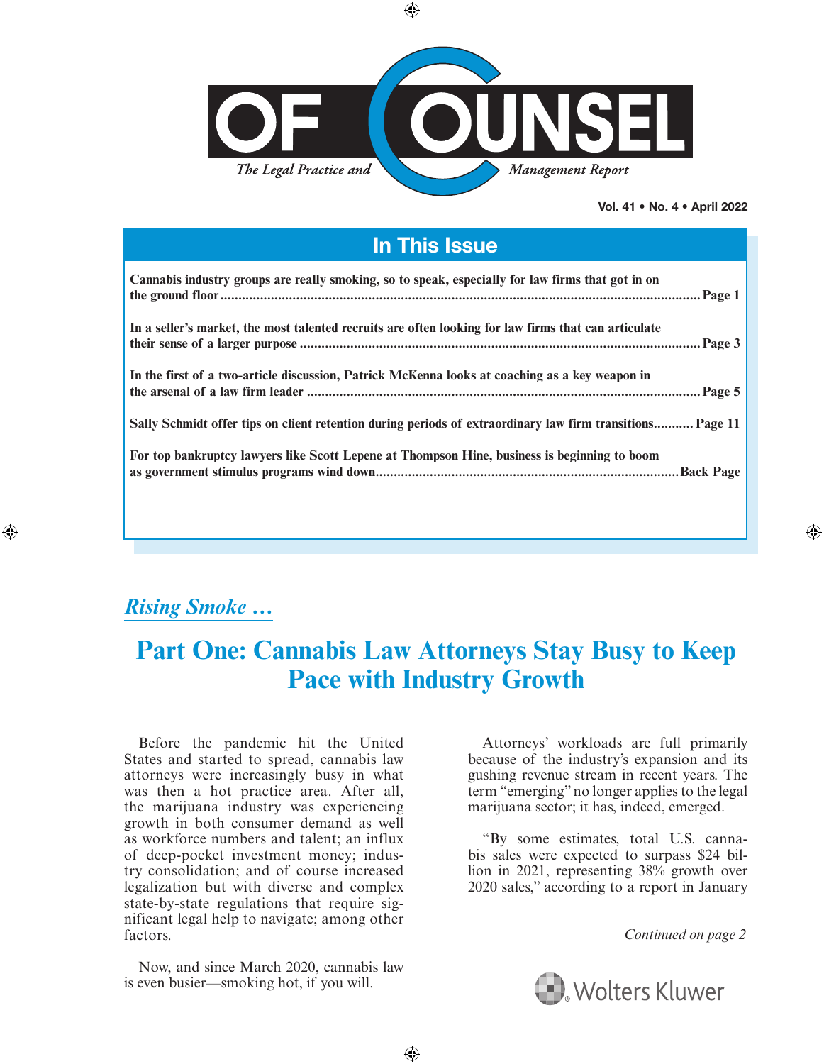# OF COUNSEL

*The Legal Practice and Management Report*

**Vol. 41 • No. 4 • April 2022**

## In This Issue

**Cannabis industry groups are really smoking, so to speak, especially for law firms that got in on the ground floor .......... Page 1**

**In a seller's market, the most talented recruits are often looking for law firms that can articulate their sense of a larger purpose .......... Page 3**

**In the first of a two-article discussion, Patrick McKenna looks at coaching as a key weapon in the arsenal of a law firm leader .......... Page 5**

**Sally Schmidt offer tips on client retention during periods of extraordinary law firm transitions.......... Page 11**

**For top bankruptcy lawyers like Scott Lepene at Thompson Hine, business is beginning to boom as government stimulus programs wind down.......... Back Page**

*Rising Smoke …*

# Part One: Cannabis Law Attorneys Stay Busy to Keep Pace with Industry Growth

Before the pandemic hit the United States and started to spread, cannabis law attorneys were increasingly busy in what was then a hot practice area. After all, the marijuana industry was experiencing growth in both consumer demand as well as workforce numbers and talent; an influx of deep-pocket investment money; industry consolidation; and of course increased legalization but with diverse and complex state-by-state regulations that require significant legal help to navigate; among other factors.

Now, and since March 2020, cannabis law is even busier—smoking hot, if you will.

Attorneys' workloads are full primarily because of the industry's expansion and its gushing revenue stream in recent years. The term "emerging" no longer applies to the legal marijuana sector; it has, indeed, emerged.

"By some estimates, total U.S. cannabis sales were expected to surpass $24 billion in 2021, representing 38% growth over 2020 sales," according to a report in January

*Continued on page 2*

Wolters Kluwer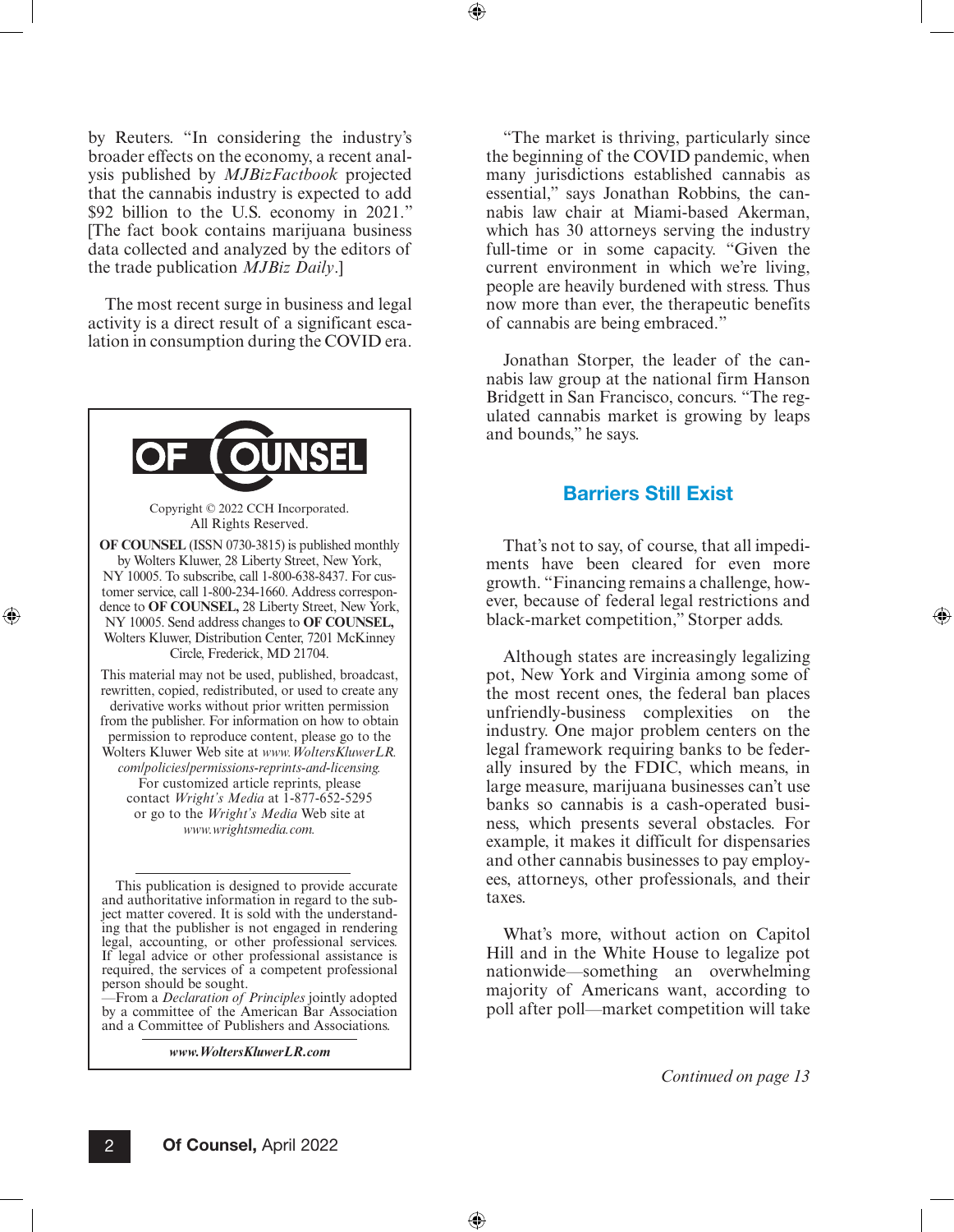by Reuters. "In considering the industry's broader effects on the economy, a recent analysis published by *MJBizFactbook* projected that the cannabis industry is expected to add $92 billion to the U.S. economy in 2021." [The fact book contains marijuana business data collected and analyzed by the editors of the trade publication *MJBiz Daily*.]

The most recent surge in business and legal activity is a direct result of a significant escalation in consumption during the COVID era.

"The market is thriving, particularly since the beginning of the COVID pandemic, when many jurisdictions established cannabis as essential," says Jonathan Robbins, the cannabis law chair at Miami-based Akerman, which has 30 attorneys serving the industry full-time or in some capacity. "Given the current environment in which we're living, people are heavily burdened with stress. Thus now more than ever, the therapeutic benefits of cannabis are being embraced."

Jonathan Storper, the leader of the cannabis law group at the national firm Hanson Bridgett in San Francisco, concurs. "The regulated cannabis market is growing by leaps and bounds," he says.

## Barriers Still Exist

That's not to say, of course, that all impediments have been cleared for even more growth. "Financing remains a challenge, however, because of federal legal restrictions and black-market competition," Storper adds.

Although states are increasingly legalizing pot, New York and Virginia among some of the most recent ones, the federal ban places unfriendly-business complexities on the industry. One major problem centers on the legal framework requiring banks to be federally insured by the FDIC, which means, in large measure, marijuana businesses can't use banks so cannabis is a cash-operated business, which presents several obstacles. For example, it makes it difficult for dispensaries and other cannabis businesses to pay employees, attorneys, other professionals, and their taxes.

What's more, without action on Capitol Hill and in the White House to legalize pot nationwide—something an overwhelming majority of Americans want, according to poll after poll—market competition will take

*Continued on page 13*

---

**OF COUNSEL**

Copyright © 2022 CCH Incorporated. All Rights Reserved.

**OF COUNSEL** (ISSN 0730-3815) is published monthly by Wolters Kluwer, 28 Liberty Street, New York, NY 10005. To subscribe, call 1-800-638-8437. For customer service, call 1-800-234-1660. Address correspondence to **OF COUNSEL,** 28 Liberty Street, New York, NY 10005. Send address changes to **OF COUNSEL,** Wolters Kluwer, Distribution Center, 7201 McKinney Circle, Frederick, MD 21704.

This material may not be used, published, broadcast, rewritten, copied, redistributed, or used to create any derivative works without prior written permission from the publisher. For information on how to obtain permission to reproduce content, please go to the Wolters Kluwer Web site at *www.WoltersKluwerLR.com/policies/permissions-reprints-and-licensing.* For customized article reprints, please contact *Wright's Media* at 1-877-652-5295 or go to the *Wright's Media* Web site at *www.wrightsmedia.com.*

This publication is designed to provide accurate and authoritative information in regard to the subject matter covered. It is sold with the understanding that the publisher is not engaged in rendering legal, accounting, or other professional services. If legal advice or other professional assistance is required, the services of a competent professional person should be sought.
—From a *Declaration of Principles* jointly adopted by a committee of the American Bar Association and a Committee of Publishers and Associations.

***www.WoltersKluwerLR.com***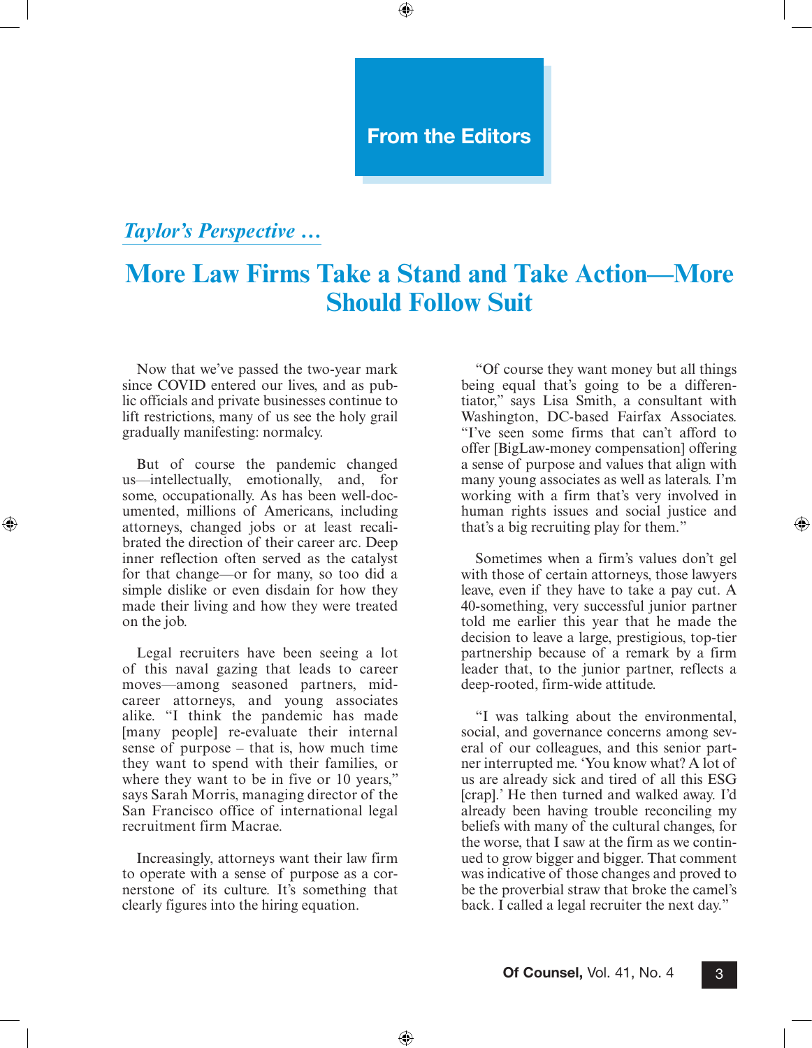## From the Editors

*Taylor's Perspective …*

# More Law Firms Take a Stand and Take Action—More Should Follow Suit

Now that we've passed the two-year mark since COVID entered our lives, and as public officials and private businesses continue to lift restrictions, many of us see the holy grail gradually manifesting: normalcy.

But of course the pandemic changed us—intellectually, emotionally, and, for some, occupationally. As has been well-documented, millions of Americans, including attorneys, changed jobs or at least recalibrated the direction of their career arc. Deep inner reflection often served as the catalyst for that change—or for many, so too did a simple dislike or even disdain for how they made their living and how they were treated on the job.

Legal recruiters have been seeing a lot of this naval gazing that leads to career moves—among seasoned partners, mid-career attorneys, and young associates alike. "I think the pandemic has made [many people] re-evaluate their internal sense of purpose – that is, how much time they want to spend with their families, or where they want to be in five or 10 years," says Sarah Morris, managing director of the San Francisco office of international legal recruitment firm Macrae.

Increasingly, attorneys want their law firm to operate with a sense of purpose as a cornerstone of its culture. It's something that clearly figures into the hiring equation.

"Of course they want money but all things being equal that's going to be a differentiator," says Lisa Smith, a consultant with Washington, DC-based Fairfax Associates. "I've seen some firms that can't afford to offer [BigLaw-money compensation] offering a sense of purpose and values that align with many young associates as well as laterals. I'm working with a firm that's very involved in human rights issues and social justice and that's a big recruiting play for them."

Sometimes when a firm's values don't gel with those of certain attorneys, those lawyers leave, even if they have to take a pay cut. A 40-something, very successful junior partner told me earlier this year that he made the decision to leave a large, prestigious, top-tier partnership because of a remark by a firm leader that, to the junior partner, reflects a deep-rooted, firm-wide attitude.

"I was talking about the environmental, social, and governance concerns among several of our colleagues, and this senior partner interrupted me. 'You know what? A lot of us are already sick and tired of all this ESG [crap].' He then turned and walked away. I'd already been having trouble reconciling my beliefs with many of the cultural changes, for the worse, that I saw at the firm as we continued to grow bigger and bigger. That comment was indicative of those changes and proved to be the proverbial straw that broke the camel's back. I called a legal recruiter the next day."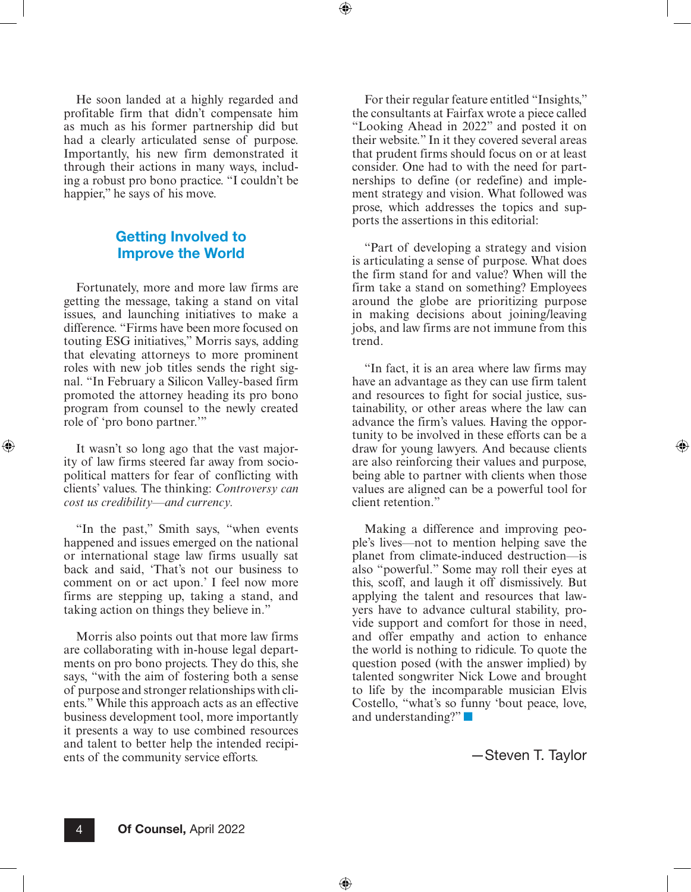He soon landed at a highly regarded and profitable firm that didn't compensate him as much as his former partnership did but had a clearly articulated sense of purpose. Importantly, his new firm demonstrated it through their actions in many ways, including a robust pro bono practice. "I couldn't be happier," he says of his move.

## Getting Involved to Improve the World

Fortunately, more and more law firms are getting the message, taking a stand on vital issues, and launching initiatives to make a difference. "Firms have been more focused on touting ESG initiatives," Morris says, adding that elevating attorneys to more prominent roles with new job titles sends the right signal. "In February a Silicon Valley-based firm promoted the attorney heading its pro bono program from counsel to the newly created role of 'pro bono partner.'"

It wasn't so long ago that the vast majority of law firms steered far away from sociopolitical matters for fear of conflicting with clients' values. The thinking: *Controversy can cost us credibility—and currency.*

"In the past," Smith says, "when events happened and issues emerged on the national or international stage law firms usually sat back and said, 'That's not our business to comment on or act upon.' I feel now more firms are stepping up, taking a stand, and taking action on things they believe in."

Morris also points out that more law firms are collaborating with in-house legal departments on pro bono projects. They do this, she says, "with the aim of fostering both a sense of purpose and stronger relationships with clients." While this approach acts as an effective business development tool, more importantly it presents a way to use combined resources and talent to better help the intended recipients of the community service efforts.

For their regular feature entitled "Insights," the consultants at Fairfax wrote a piece called "Looking Ahead in 2022" and posted it on their website." In it they covered several areas that prudent firms should focus on or at least consider. One had to with the need for partnerships to define (or redefine) and implement strategy and vision. What followed was prose, which addresses the topics and supports the assertions in this editorial:

"Part of developing a strategy and vision is articulating a sense of purpose. What does the firm stand for and value? When will the firm take a stand on something? Employees around the globe are prioritizing purpose in making decisions about joining/leaving jobs, and law firms are not immune from this trend.

"In fact, it is an area where law firms may have an advantage as they can use firm talent and resources to fight for social justice, sustainability, or other areas where the law can advance the firm's values. Having the opportunity to be involved in these efforts can be a draw for young lawyers. And because clients are also reinforcing their values and purpose, being able to partner with clients when those values are aligned can be a powerful tool for client retention."

Making a difference and improving people's lives—not to mention helping save the planet from climate-induced destruction—is also "powerful." Some may roll their eyes at this, scoff, and laugh it off dismissively. But applying the talent and resources that lawyers have to advance cultural stability, provide support and comfort for those in need, and offer empathy and action to enhance the world is nothing to ridicule. To quote the question posed (with the answer implied) by talented songwriter Nick Lowe and brought to life by the incomparable musician Elvis Costello, "what's so funny 'bout peace, love, and understanding?" ■

—Steven T. Taylor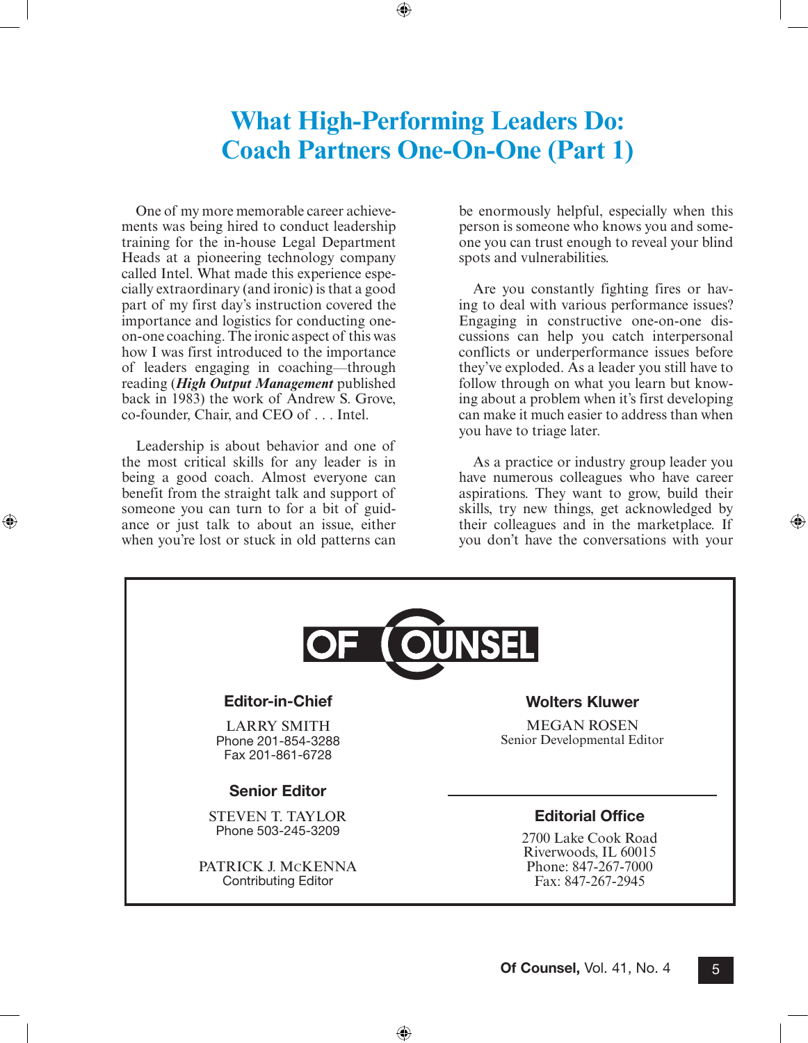# What High-Performing Leaders Do: Coach Partners One-On-One (Part 1)

One of my more memorable career achievements was being hired to conduct leadership training for the in-house Legal Department Heads at a pioneering technology company called Intel. What made this experience especially extraordinary (and ironic) is that a good part of my first day's instruction covered the importance and logistics for conducting one-on-one coaching. The ironic aspect of this was how I was first introduced to the importance of leaders engaging in coaching—through reading (***High Output Management*** published back in 1983) the work of Andrew S. Grove, co-founder, Chair, and CEO of . . . Intel.

Leadership is about behavior and one of the most critical skills for any leader is in being a good coach. Almost everyone can benefit from the straight talk and support of someone you can turn to for a bit of guidance or just talk to about an issue, either when you're lost or stuck in old patterns can be enormously helpful, especially when this person is someone who knows you and someone you can trust enough to reveal your blind spots and vulnerabilities.

Are you constantly fighting fires or having to deal with various performance issues? Engaging in constructive one-on-one discussions can help you catch interpersonal conflicts or underperformance issues before they've exploded. As a leader you still have to follow through on what you learn but knowing about a problem when it's first developing can make it much easier to address than when you have to triage later.

As a practice or industry group leader you have numerous colleagues who have career aspirations. They want to grow, build their skills, try new things, get acknowledged by their colleagues and in the marketplace. If you don't have the conversations with your

---

**OF COUNSEL**

**Editor-in-Chief**

LARRY SMITH
Phone 201-854-3288
Fax 201-861-6728

**Senior Editor**

STEVEN T. TAYLOR
Phone 503-245-3209

PATRICK J. MCKENNA
Contributing Editor

**Wolters Kluwer**

MEGAN ROSEN
Senior Developmental Editor

**Editorial Office**

2700 Lake Cook Road
Riverwoods, IL 60015
Phone: 847-267-7000
Fax: 847-267-2945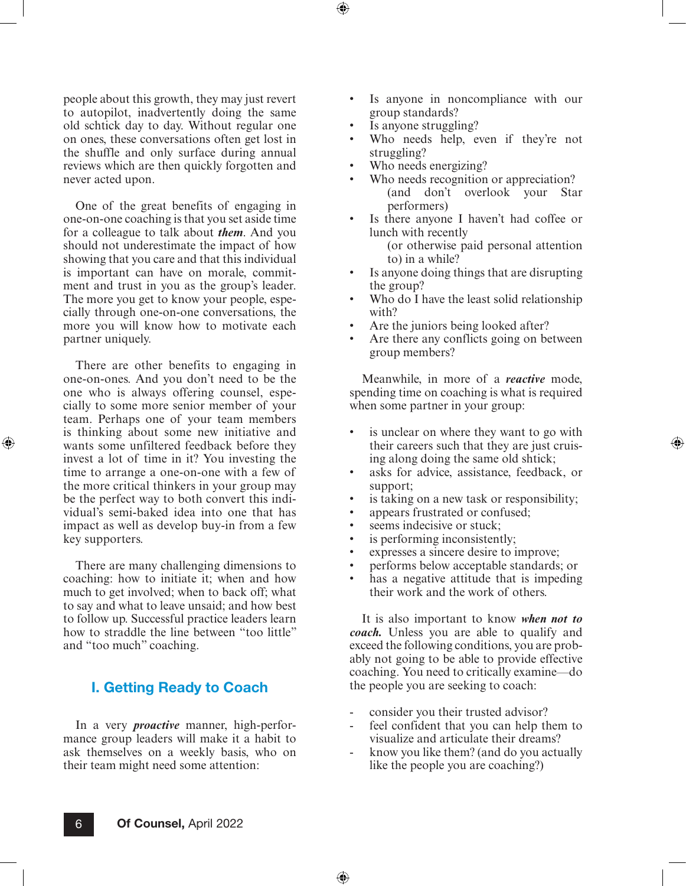people about this growth, they may just revert to autopilot, inadvertently doing the same old schtick day to day. Without regular one on ones, these conversations often get lost in the shuffle and only surface during annual reviews which are then quickly forgotten and never acted upon.

One of the great benefits of engaging in one-on-one coaching is that you set aside time for a colleague to talk about ***them***. And you should not underestimate the impact of how showing that you care and that this individual is important can have on morale, commitment and trust in you as the group's leader. The more you get to know your people, especially through one-on-one conversations, the more you will know how to motivate each partner uniquely.

There are other benefits to engaging in one-on-ones. And you don't need to be the one who is always offering counsel, especially to some more senior member of your team. Perhaps one of your team members is thinking about some new initiative and wants some unfiltered feedback before they invest a lot of time in it? You investing the time to arrange a one-on-one with a few of the more critical thinkers in your group may be the perfect way to both convert this individual's semi-baked idea into one that has impact as well as develop buy-in from a few key supporters.

There are many challenging dimensions to coaching: how to initiate it; when and how much to get involved; when to back off; what to say and what to leave unsaid; and how best to follow up. Successful practice leaders learn how to straddle the line between "too little" and "too much" coaching.

## I. Getting Ready to Coach

In a very ***proactive*** manner, high-performance group leaders will make it a habit to ask themselves on a weekly basis, who on their team might need some attention:

- Is anyone in noncompliance with our group standards?
- Is anyone struggling?
- Who needs help, even if they're not struggling?
- Who needs energizing?
- Who needs recognition or appreciation? (and don't overlook your Star performers)
- Is there anyone I haven't had coffee or lunch with recently (or otherwise paid personal attention to) in a while?
- Is anyone doing things that are disrupting the group?
- Who do I have the least solid relationship with?
- Are the juniors being looked after?
- Are there any conflicts going on between group members?

Meanwhile, in more of a ***reactive*** mode, spending time on coaching is what is required when some partner in your group:

- is unclear on where they want to go with their careers such that they are just cruising along doing the same old shtick;
- asks for advice, assistance, feedback, or support;
- is taking on a new task or responsibility;
- appears frustrated or confused;
- seems indecisive or stuck;
- is performing inconsistently;
- expresses a sincere desire to improve;
- performs below acceptable standards; or
- has a negative attitude that is impeding their work and the work of others.

It is also important to know ***when not to coach.*** Unless you are able to qualify and exceed the following conditions, you are probably not going to be able to provide effective coaching. You need to critically examine—do the people you are seeking to coach:

- consider you their trusted advisor?
- feel confident that you can help them to visualize and articulate their dreams?
- know you like them? (and do you actually like the people you are coaching?)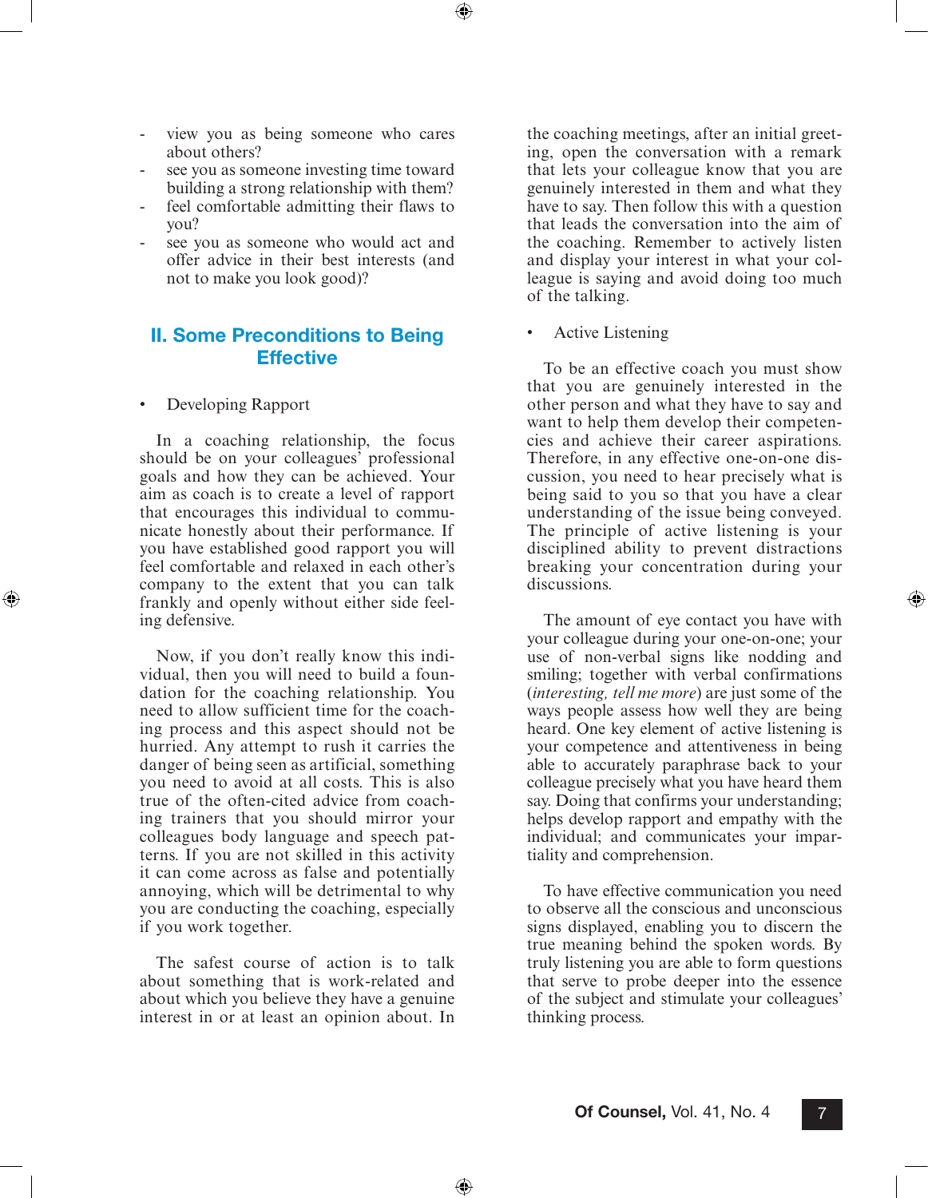- view you as being someone who cares about others?
- see you as someone investing time toward building a strong relationship with them?
- feel comfortable admitting their flaws to you?
- see you as someone who would act and offer advice in their best interests (and not to make you look good)?

## II. Some Preconditions to Being Effective

- Developing Rapport

In a coaching relationship, the focus should be on your colleagues' professional goals and how they can be achieved. Your aim as coach is to create a level of rapport that encourages this individual to communicate honestly about their performance. If you have established good rapport you will feel comfortable and relaxed in each other's company to the extent that you can talk frankly and openly without either side feeling defensive.

Now, if you don't really know this individual, then you will need to build a foundation for the coaching relationship. You need to allow sufficient time for the coaching process and this aspect should not be hurried. Any attempt to rush it carries the danger of being seen as artificial, something you need to avoid at all costs. This is also true of the often-cited advice from coaching trainers that you should mirror your colleagues body language and speech patterns. If you are not skilled in this activity it can come across as false and potentially annoying, which will be detrimental to why you are conducting the coaching, especially if you work together.

The safest course of action is to talk about something that is work-related and about which you believe they have a genuine interest in or at least an opinion about. In the coaching meetings, after an initial greeting, open the conversation with a remark that lets your colleague know that you are genuinely interested in them and what they have to say. Then follow this with a question that leads the conversation into the aim of the coaching. Remember to actively listen and display your interest in what your colleague is saying and avoid doing too much of the talking.

- Active Listening

To be an effective coach you must show that you are genuinely interested in the other person and what they have to say and want to help them develop their competencies and achieve their career aspirations. Therefore, in any effective one-on-one discussion, you need to hear precisely what is being said to you so that you have a clear understanding of the issue being conveyed. The principle of active listening is your disciplined ability to prevent distractions breaking your concentration during your discussions.

The amount of eye contact you have with your colleague during your one-on-one; your use of non-verbal signs like nodding and smiling; together with verbal confirmations (*interesting, tell me more*) are just some of the ways people assess how well they are being heard. One key element of active listening is your competence and attentiveness in being able to accurately paraphrase back to your colleague precisely what you have heard them say. Doing that confirms your understanding; helps develop rapport and empathy with the individual; and communicates your impartiality and comprehension.

To have effective communication you need to observe all the conscious and unconscious signs displayed, enabling you to discern the true meaning behind the spoken words. By truly listening you are able to form questions that serve to probe deeper into the essence of the subject and stimulate your colleagues' thinking process.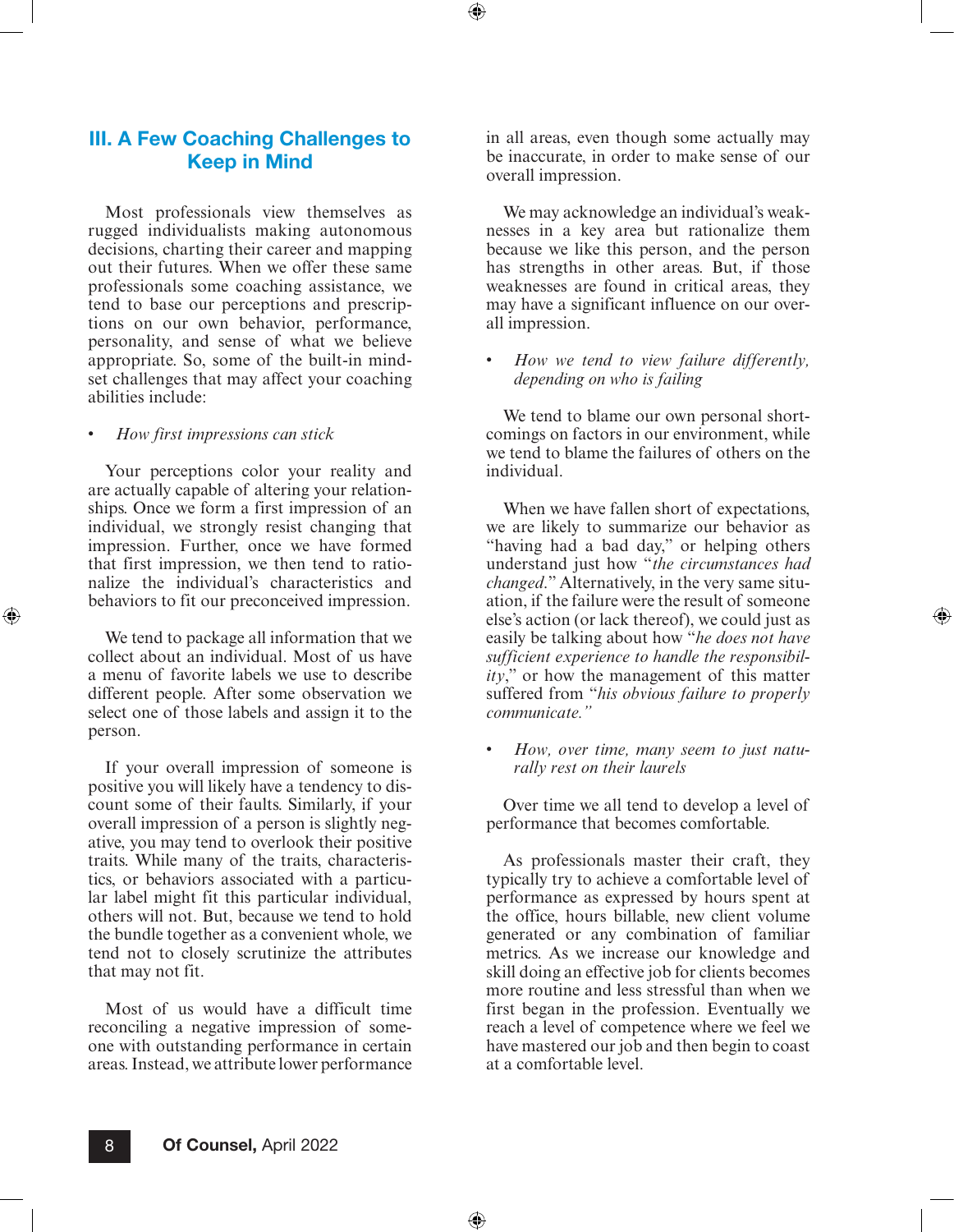## III. A Few Coaching Challenges to Keep in Mind

Most professionals view themselves as rugged individualists making autonomous decisions, charting their career and mapping out their futures. When we offer these same professionals some coaching assistance, we tend to base our perceptions and prescriptions on our own behavior, performance, personality, and sense of what we believe appropriate. So, some of the built-in mindset challenges that may affect your coaching abilities include:

- *How first impressions can stick*

Your perceptions color your reality and are actually capable of altering your relationships. Once we form a first impression of an individual, we strongly resist changing that impression. Further, once we have formed that first impression, we then tend to rationalize the individual's characteristics and behaviors to fit our preconceived impression.

We tend to package all information that we collect about an individual. Most of us have a menu of favorite labels we use to describe different people. After some observation we select one of those labels and assign it to the person.

If your overall impression of someone is positive you will likely have a tendency to discount some of their faults. Similarly, if your overall impression of a person is slightly negative, you may tend to overlook their positive traits. While many of the traits, characteristics, or behaviors associated with a particular label might fit this particular individual, others will not. But, because we tend to hold the bundle together as a convenient whole, we tend not to closely scrutinize the attributes that may not fit.

Most of us would have a difficult time reconciling a negative impression of someone with outstanding performance in certain areas. Instead, we attribute lower performance in all areas, even though some actually may be inaccurate, in order to make sense of our overall impression.

We may acknowledge an individual's weaknesses in a key area but rationalize them because we like this person, and the person has strengths in other areas. But, if those weaknesses are found in critical areas, they may have a significant influence on our overall impression.

- *How we tend to view failure differently, depending on who is failing*

We tend to blame our own personal shortcomings on factors in our environment, while we tend to blame the failures of others on the individual.

When we have fallen short of expectations, we are likely to summarize our behavior as "having had a bad day," or helping others understand just how "*the circumstances had changed*." Alternatively, in the very same situation, if the failure were the result of someone else's action (or lack thereof), we could just as easily be talking about how "*he does not have sufficient experience to handle the responsibility*," or how the management of this matter suffered from "*his obvious failure to properly communicate.*"

- *How, over time, many seem to just naturally rest on their laurels*

Over time we all tend to develop a level of performance that becomes comfortable.

As professionals master their craft, they typically try to achieve a comfortable level of performance as expressed by hours spent at the office, hours billable, new client volume generated or any combination of familiar metrics. As we increase our knowledge and skill doing an effective job for clients becomes more routine and less stressful than when we first began in the profession. Eventually we reach a level of competence where we feel we have mastered our job and then begin to coast at a comfortable level.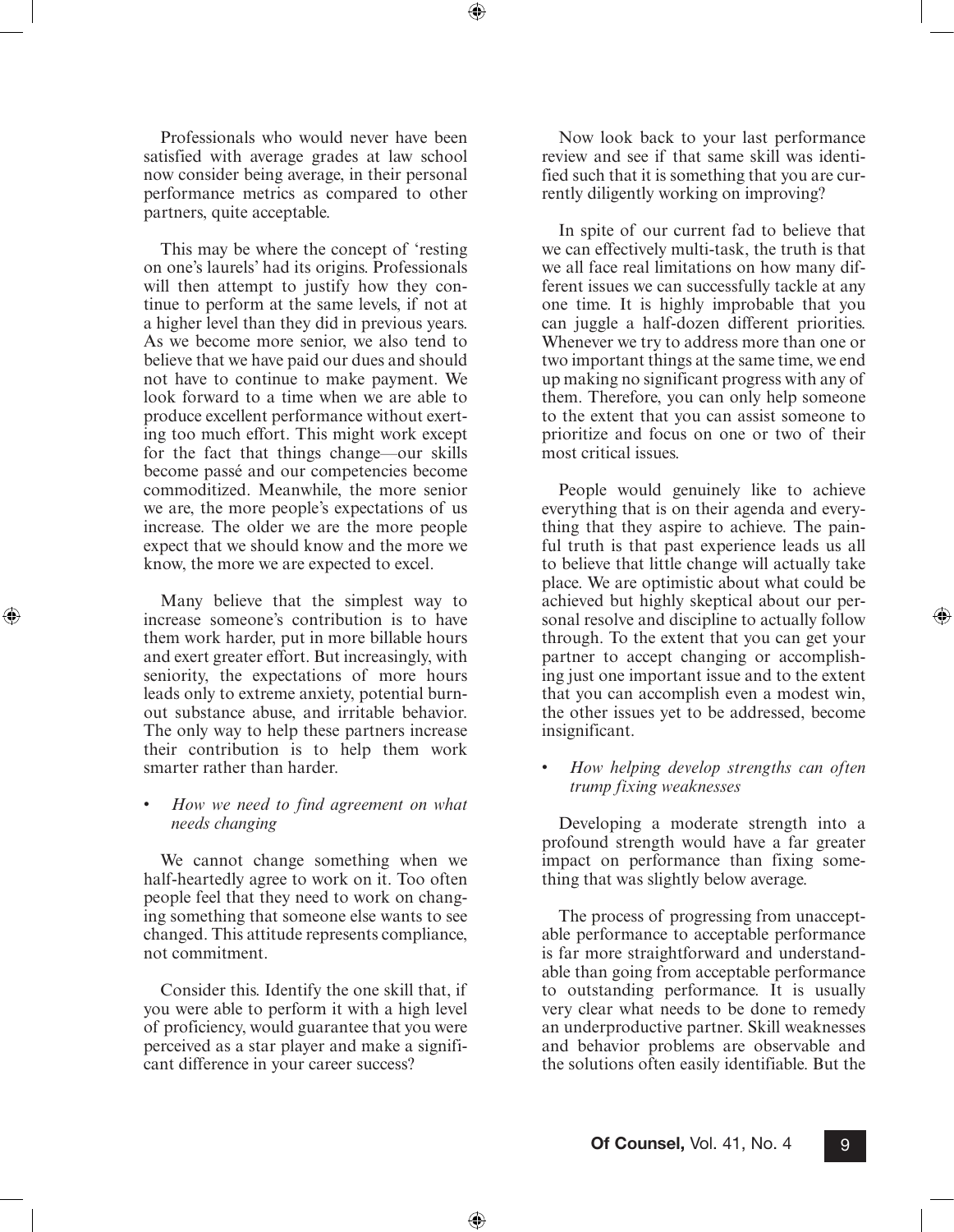Professionals who would never have been satisfied with average grades at law school now consider being average, in their personal performance metrics as compared to other partners, quite acceptable.

This may be where the concept of 'resting on one's laurels' had its origins. Professionals will then attempt to justify how they continue to perform at the same levels, if not at a higher level than they did in previous years. As we become more senior, we also tend to believe that we have paid our dues and should not have to continue to make payment. We look forward to a time when we are able to produce excellent performance without exerting too much effort. This might work except for the fact that things change—our skills become passé and our competencies become commoditized. Meanwhile, the more senior we are, the more people's expectations of us increase. The older we are the more people expect that we should know and the more we know, the more we are expected to excel.

Many believe that the simplest way to increase someone's contribution is to have them work harder, put in more billable hours and exert greater effort. But increasingly, with seniority, the expectations of more hours leads only to extreme anxiety, potential burnout substance abuse, and irritable behavior. The only way to help these partners increase their contribution is to help them work smarter rather than harder.

- *How we need to find agreement on what needs changing*

We cannot change something when we half-heartedly agree to work on it. Too often people feel that they need to work on changing something that someone else wants to see changed. This attitude represents compliance, not commitment.

Consider this. Identify the one skill that, if you were able to perform it with a high level of proficiency, would guarantee that you were perceived as a star player and make a significant difference in your career success?

Now look back to your last performance review and see if that same skill was identified such that it is something that you are currently diligently working on improving?

In spite of our current fad to believe that we can effectively multi-task, the truth is that we all face real limitations on how many different issues we can successfully tackle at any one time. It is highly improbable that you can juggle a half-dozen different priorities. Whenever we try to address more than one or two important things at the same time, we end up making no significant progress with any of them. Therefore, you can only help someone to the extent that you can assist someone to prioritize and focus on one or two of their most critical issues.

People would genuinely like to achieve everything that is on their agenda and everything that they aspire to achieve. The painful truth is that past experience leads us all to believe that little change will actually take place. We are optimistic about what could be achieved but highly skeptical about our personal resolve and discipline to actually follow through. To the extent that you can get your partner to accept changing or accomplishing just one important issue and to the extent that you can accomplish even a modest win, the other issues yet to be addressed, become insignificant.

- *How helping develop strengths can often trump fixing weaknesses*

Developing a moderate strength into a profound strength would have a far greater impact on performance than fixing something that was slightly below average.

The process of progressing from unacceptable performance to acceptable performance is far more straightforward and understandable than going from acceptable performance to outstanding performance. It is usually very clear what needs to be done to remedy an underproductive partner. Skill weaknesses and behavior problems are observable and the solutions often easily identifiable. But the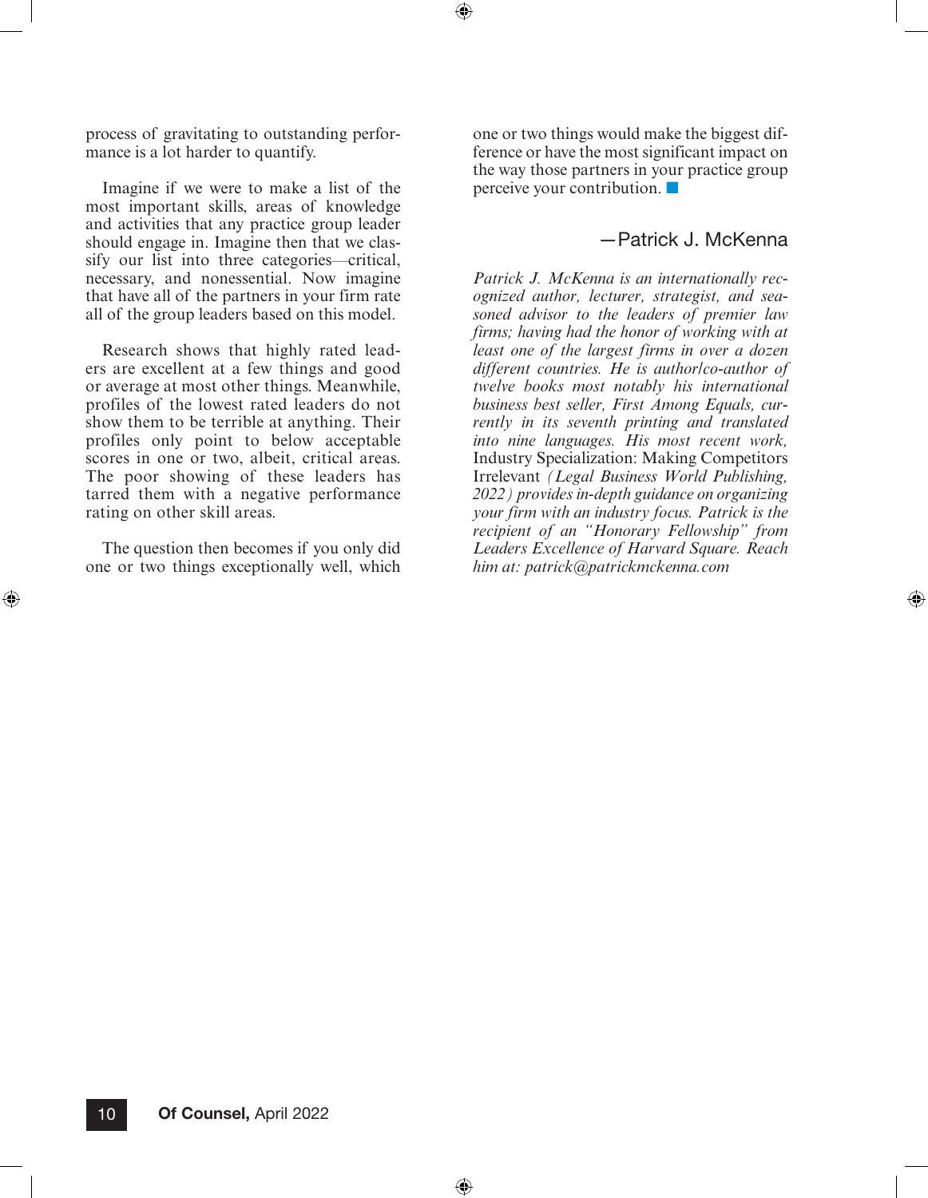process of gravitating to outstanding performance is a lot harder to quantify.

Imagine if we were to make a list of the most important skills, areas of knowledge and activities that any practice group leader should engage in. Imagine then that we classify our list into three categories—critical, necessary, and nonessential. Now imagine that have all of the partners in your firm rate all of the group leaders based on this model.

Research shows that highly rated leaders are excellent at a few things and good or average at most other things. Meanwhile, profiles of the lowest rated leaders do not show them to be terrible at anything. Their profiles only point to below acceptable scores in one or two, albeit, critical areas. The poor showing of these leaders has tarred them with a negative performance rating on other skill areas.

The question then becomes if you only did one or two things exceptionally well, which one or two things would make the biggest difference or have the most significant impact on the way those partners in your practice group perceive your contribution. ■

—Patrick J. McKenna

*Patrick J. McKenna is an internationally recognized author, lecturer, strategist, and seasoned advisor to the leaders of premier law firms; having had the honor of working with at least one of the largest firms in over a dozen different countries. He is author/co-author of twelve books most notably his international business best seller, First Among Equals, currently in its seventh printing and translated into nine languages. His most recent work,* Industry Specialization: Making Competitors Irrelevant *(Legal Business World Publishing, 2022) provides in-depth guidance on organizing your firm with an industry focus. Patrick is the recipient of an "Honorary Fellowship" from Leaders Excellence of Harvard Square. Reach him at: patrick@patrickmckenna.com*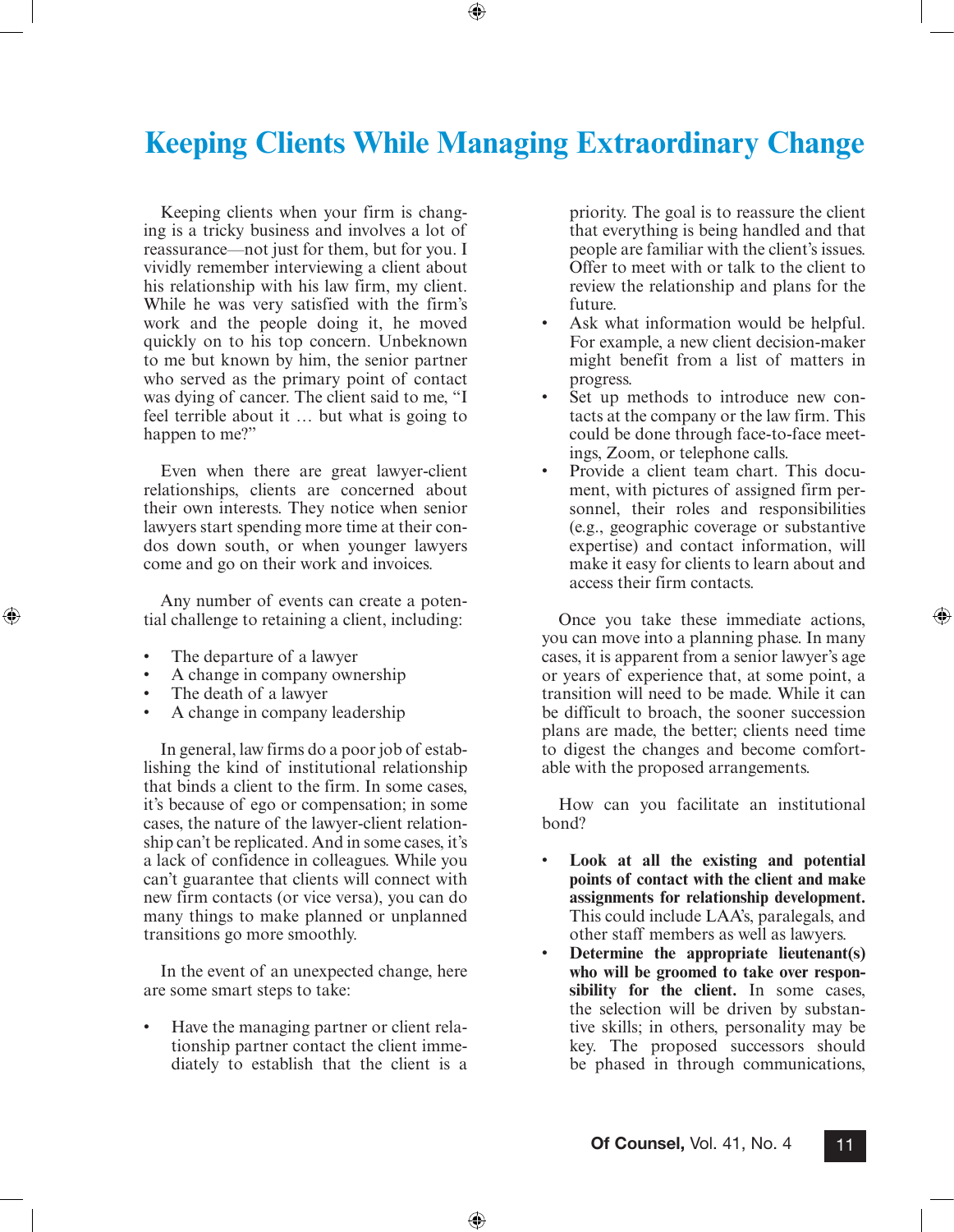# Keeping Clients While Managing Extraordinary Change

Keeping clients when your firm is changing is a tricky business and involves a lot of reassurance—not just for them, but for you. I vividly remember interviewing a client about his relationship with his law firm, my client. While he was very satisfied with the firm's work and the people doing it, he moved quickly on to his top concern. Unbeknown to me but known by him, the senior partner who served as the primary point of contact was dying of cancer. The client said to me, "I feel terrible about it … but what is going to happen to me?"

Even when there are great lawyer-client relationships, clients are concerned about their own interests. They notice when senior lawyers start spending more time at their condos down south, or when younger lawyers come and go on their work and invoices.

Any number of events can create a potential challenge to retaining a client, including:

- The departure of a lawyer
- A change in company ownership
- The death of a lawyer
- A change in company leadership

In general, law firms do a poor job of establishing the kind of institutional relationship that binds a client to the firm. In some cases, it's because of ego or compensation; in some cases, the nature of the lawyer-client relationship can't be replicated. And in some cases, it's a lack of confidence in colleagues. While you can't guarantee that clients will connect with new firm contacts (or vice versa), you can do many things to make planned or unplanned transitions go more smoothly.

In the event of an unexpected change, here are some smart steps to take:

- Have the managing partner or client relationship partner contact the client immediately to establish that the client is a priority. The goal is to reassure the client that everything is being handled and that people are familiar with the client's issues. Offer to meet with or talk to the client to review the relationship and plans for the future.
- Ask what information would be helpful. For example, a new client decision-maker might benefit from a list of matters in progress.
- Set up methods to introduce new contacts at the company or the law firm. This could be done through face-to-face meetings, Zoom, or telephone calls.
- Provide a client team chart. This document, with pictures of assigned firm personnel, their roles and responsibilities (e.g., geographic coverage or substantive expertise) and contact information, will make it easy for clients to learn about and access their firm contacts.

Once you take these immediate actions, you can move into a planning phase. In many cases, it is apparent from a senior lawyer's age or years of experience that, at some point, a transition will need to be made. While it can be difficult to broach, the sooner succession plans are made, the better; clients need time to digest the changes and become comfortable with the proposed arrangements.

How can you facilitate an institutional bond?

- **Look at all the existing and potential points of contact with the client and make assignments for relationship development.** This could include LAA's, paralegals, and other staff members as well as lawyers.
- **Determine the appropriate lieutenant(s) who will be groomed to take over responsibility for the client.** In some cases, the selection will be driven by substantive skills; in others, personality may be key. The proposed successors should be phased in through communications,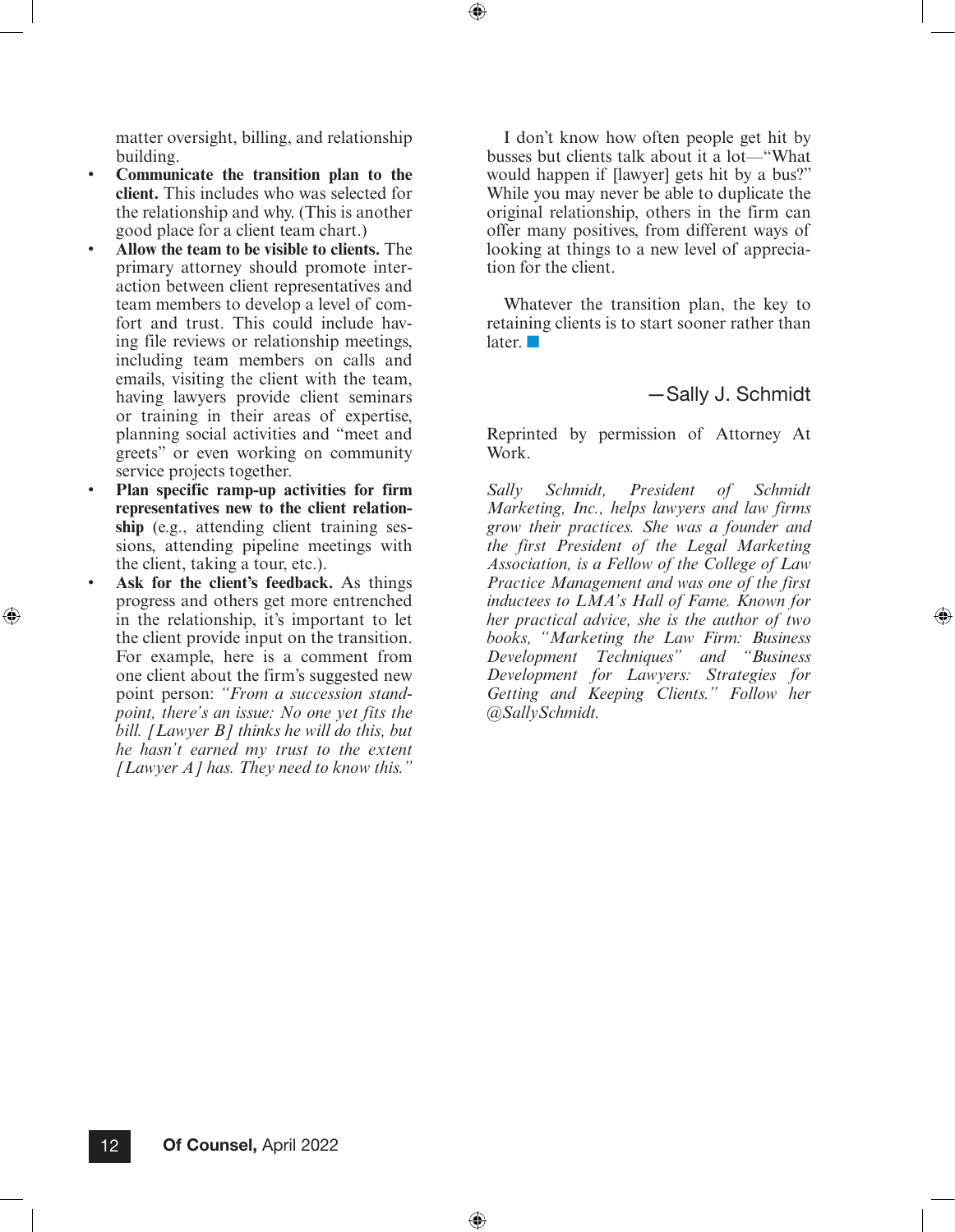matter oversight, billing, and relationship building.

- **Communicate the transition plan to the client.** This includes who was selected for the relationship and why. (This is another good place for a client team chart.)
- **Allow the team to be visible to clients.** The primary attorney should promote interaction between client representatives and team members to develop a level of comfort and trust. This could include having file reviews or relationship meetings, including team members on calls and emails, visiting the client with the team, having lawyers provide client seminars or training in their areas of expertise, planning social activities and "meet and greets" or even working on community service projects together.
- **Plan specific ramp-up activities for firm representatives new to the client relationship** (e.g., attending client training sessions, attending pipeline meetings with the client, taking a tour, etc.).
- **Ask for the client's feedback.** As things progress and others get more entrenched in the relationship, it's important to let the client provide input on the transition. For example, here is a comment from one client about the firm's suggested new point person: *"From a succession standpoint, there's an issue: No one yet fits the bill. [Lawyer B] thinks he will do this, but he hasn't earned my trust to the extent [Lawyer A] has. They need to know this."*

I don't know how often people get hit by busses but clients talk about it a lot—"What would happen if [lawyer] gets hit by a bus?" While you may never be able to duplicate the original relationship, others in the firm can offer many positives, from different ways of looking at things to a new level of appreciation for the client.

Whatever the transition plan, the key to retaining clients is to start sooner rather than later. ■

—Sally J. Schmidt

Reprinted by permission of Attorney At Work.

*Sally Schmidt, President of Schmidt Marketing, Inc., helps lawyers and law firms grow their practices. She was a founder and the first President of the Legal Marketing Association, is a Fellow of the College of Law Practice Management and was one of the first inductees to LMA's Hall of Fame. Known for her practical advice, she is the author of two books, "Marketing the Law Firm: Business Development Techniques" and "Business Development for Lawyers: Strategies for Getting and Keeping Clients." Follow her @SallySchmidt.*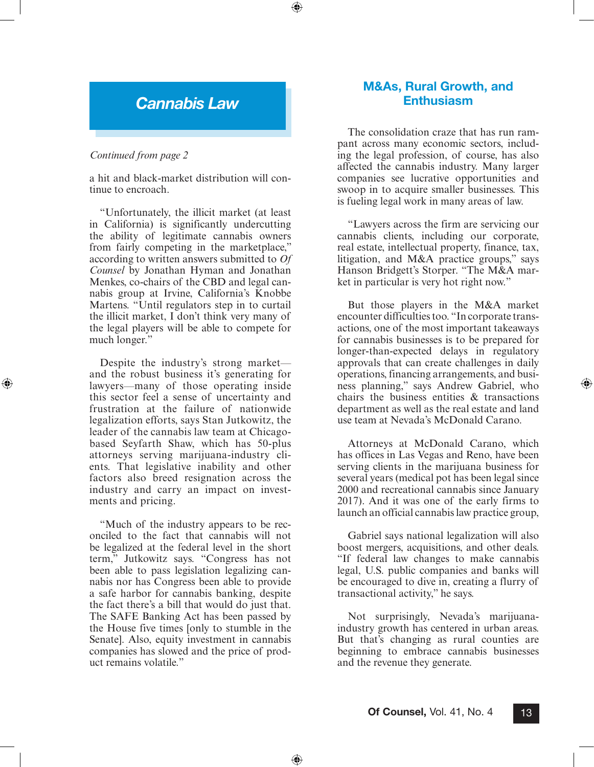## Cannabis Law

*Continued from page 2*

a hit and black-market distribution will continue to encroach.

"Unfortunately, the illicit market (at least in California) is significantly undercutting the ability of legitimate cannabis owners from fairly competing in the marketplace," according to written answers submitted to *Of Counsel* by Jonathan Hyman and Jonathan Menkes, co-chairs of the CBD and legal cannabis group at Irvine, California's Knobbe Martens. "Until regulators step in to curtail the illicit market, I don't think very many of the legal players will be able to compete for much longer."

Despite the industry's strong market—and the robust business it's generating for lawyers—many of those operating inside this sector feel a sense of uncertainty and frustration at the failure of nationwide legalization efforts, says Stan Jutkowitz, the leader of the cannabis law team at Chicago-based Seyfarth Shaw, which has 50-plus attorneys serving marijuana-industry clients. That legislative inability and other factors also breed resignation across the industry and carry an impact on investments and pricing.

"Much of the industry appears to be reconciled to the fact that cannabis will not be legalized at the federal level in the short term," Jutkowitz says. "Congress has not been able to pass legislation legalizing cannabis nor has Congress been able to provide a safe harbor for cannabis banking, despite the fact there's a bill that would do just that. The SAFE Banking Act has been passed by the House five times [only to stumble in the Senate]. Also, equity investment in cannabis companies has slowed and the price of product remains volatile."

## M&As, Rural Growth, and Enthusiasm

The consolidation craze that has run rampant across many economic sectors, including the legal profession, of course, has also affected the cannabis industry. Many larger companies see lucrative opportunities and swoop in to acquire smaller businesses. This is fueling legal work in many areas of law.

"Lawyers across the firm are servicing our cannabis clients, including our corporate, real estate, intellectual property, finance, tax, litigation, and M&A practice groups," says Hanson Bridgett's Storper. "The M&A market in particular is very hot right now."

But those players in the M&A market encounter difficulties too. "In corporate transactions, one of the most important takeaways for cannabis businesses is to be prepared for longer-than-expected delays in regulatory approvals that can create challenges in daily operations, financing arrangements, and business planning," says Andrew Gabriel, who chairs the business entities & transactions department as well as the real estate and land use team at Nevada's McDonald Carano.

Attorneys at McDonald Carano, which has offices in Las Vegas and Reno, have been serving clients in the marijuana business for several years (medical pot has been legal since 2000 and recreational cannabis since January 2017). And it was one of the early firms to launch an official cannabis law practice group,

Gabriel says national legalization will also boost mergers, acquisitions, and other deals. "If federal law changes to make cannabis legal, U.S. public companies and banks will be encouraged to dive in, creating a flurry of transactional activity," he says.

Not surprisingly, Nevada's marijuana-industry growth has centered in urban areas. But that's changing as rural counties are beginning to embrace cannabis businesses and the revenue they generate.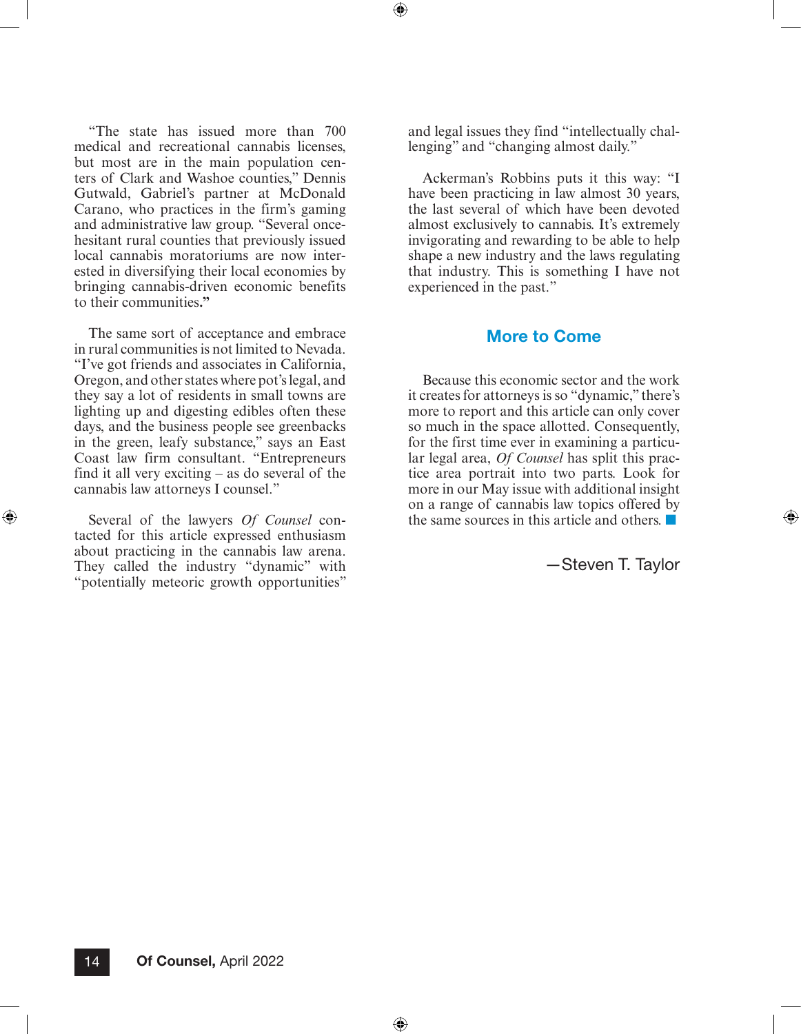"The state has issued more than 700 medical and recreational cannabis licenses, but most are in the main population centers of Clark and Washoe counties," Dennis Gutwald, Gabriel's partner at McDonald Carano, who practices in the firm's gaming and administrative law group. "Several once-hesitant rural counties that previously issued local cannabis moratoriums are now interested in diversifying their local economies by bringing cannabis-driven economic benefits to their communities."

The same sort of acceptance and embrace in rural communities is not limited to Nevada. "I've got friends and associates in California, Oregon, and other states where pot's legal, and they say a lot of residents in small towns are lighting up and digesting edibles often these days, and the business people see greenbacks in the green, leafy substance," says an East Coast law firm consultant. "Entrepreneurs find it all very exciting – as do several of the cannabis law attorneys I counsel."

Several of the lawyers *Of Counsel* contacted for this article expressed enthusiasm about practicing in the cannabis law arena. They called the industry "dynamic" with "potentially meteoric growth opportunities" and legal issues they find "intellectually challenging" and "changing almost daily."

Ackerman's Robbins puts it this way: "I have been practicing in law almost 30 years, the last several of which have been devoted almost exclusively to cannabis. It's extremely invigorating and rewarding to be able to help shape a new industry and the laws regulating that industry. This is something I have not experienced in the past."

## More to Come

Because this economic sector and the work it creates for attorneys is so "dynamic," there's more to report and this article can only cover so much in the space allotted. Consequently, for the first time ever in examining a particular legal area, *Of Counsel* has split this practice area portrait into two parts. Look for more in our May issue with additional insight on a range of cannabis law topics offered by the same sources in this article and others. ■

—Steven T. Taylor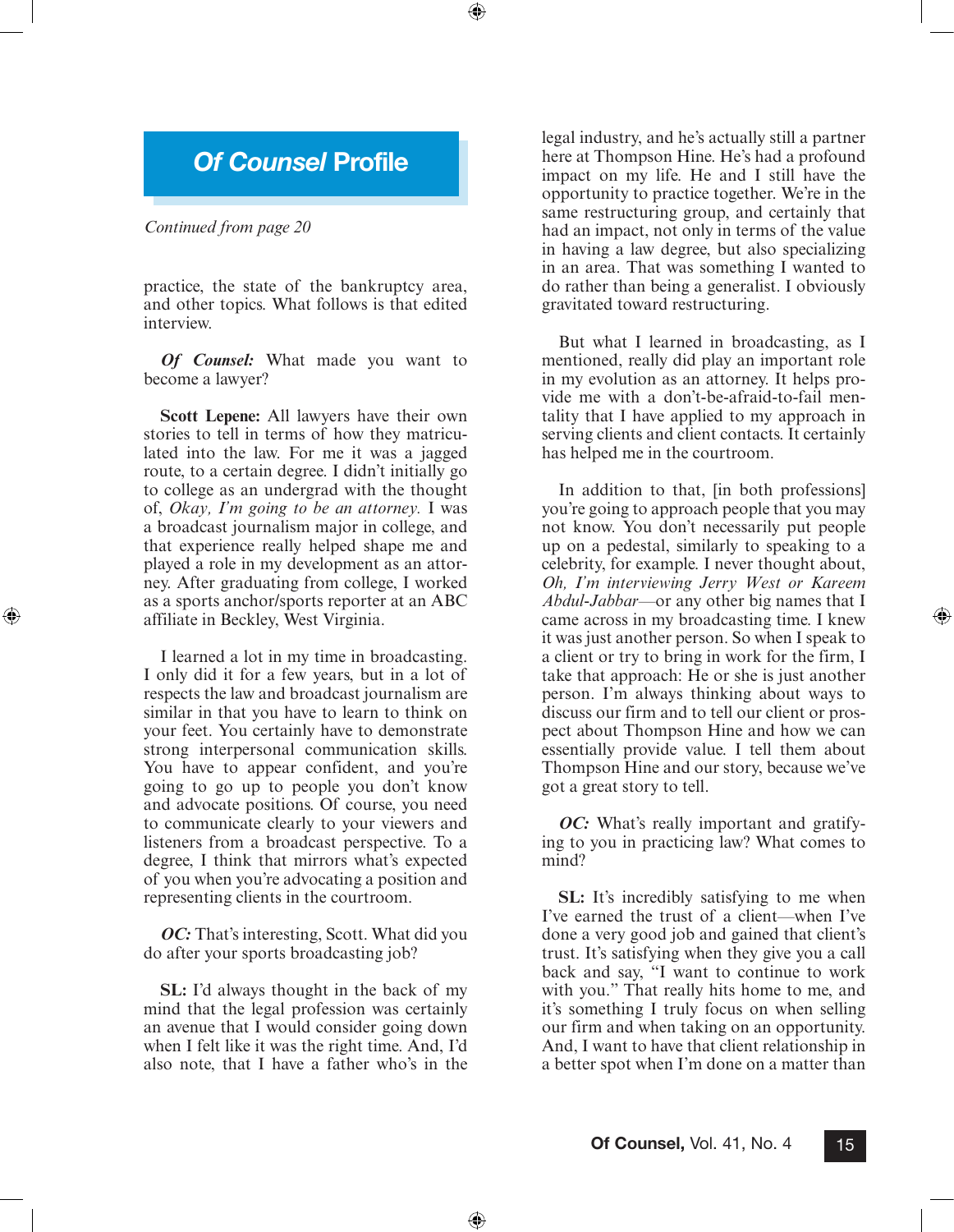## *Of Counsel* Profile

*Continued from page 20*

practice, the state of the bankruptcy area, and other topics. What follows is that edited interview.

***Of Counsel:*** What made you want to become a lawyer?

**Scott Lepene:** All lawyers have their own stories to tell in terms of how they matriculated into the law. For me it was a jagged route, to a certain degree. I didn't initially go to college as an undergrad with the thought of, *Okay, I'm going to be an attorney.* I was a broadcast journalism major in college, and that experience really helped shape me and played a role in my development as an attorney. After graduating from college, I worked as a sports anchor/sports reporter at an ABC affiliate in Beckley, West Virginia.

I learned a lot in my time in broadcasting. I only did it for a few years, but in a lot of respects the law and broadcast journalism are similar in that you have to learn to think on your feet. You certainly have to demonstrate strong interpersonal communication skills. You have to appear confident, and you're going to go up to people you don't know and advocate positions. Of course, you need to communicate clearly to your viewers and listeners from a broadcast perspective. To a degree, I think that mirrors what's expected of you when you're advocating a position and representing clients in the courtroom.

***OC:*** That's interesting, Scott. What did you do after your sports broadcasting job?

**SL:** I'd always thought in the back of my mind that the legal profession was certainly an avenue that I would consider going down when I felt like it was the right time. And, I'd also note, that I have a father who's in the legal industry, and he's actually still a partner here at Thompson Hine. He's had a profound impact on my life. He and I still have the opportunity to practice together. We're in the same restructuring group, and certainly that had an impact, not only in terms of the value in having a law degree, but also specializing in an area. That was something I wanted to do rather than being a generalist. I obviously gravitated toward restructuring.

But what I learned in broadcasting, as I mentioned, really did play an important role in my evolution as an attorney. It helps provide me with a don't-be-afraid-to-fail mentality that I have applied to my approach in serving clients and client contacts. It certainly has helped me in the courtroom.

In addition to that, [in both professions] you're going to approach people that you may not know. You don't necessarily put people up on a pedestal, similarly to speaking to a celebrity, for example. I never thought about, *Oh, I'm interviewing Jerry West or Kareem Abdul-Jabbar*—or any other big names that I came across in my broadcasting time. I knew it was just another person. So when I speak to a client or try to bring in work for the firm, I take that approach: He or she is just another person. I'm always thinking about ways to discuss our firm and to tell our client or prospect about Thompson Hine and how we can essentially provide value. I tell them about Thompson Hine and our story, because we've got a great story to tell.

***OC:*** What's really important and gratifying to you in practicing law? What comes to mind?

**SL:** It's incredibly satisfying to me when I've earned the trust of a client—when I've done a very good job and gained that client's trust. It's satisfying when they give you a call back and say, "I want to continue to work with you." That really hits home to me, and it's something I truly focus on when selling our firm and when taking on an opportunity. And, I want to have that client relationship in a better spot when I'm done on a matter than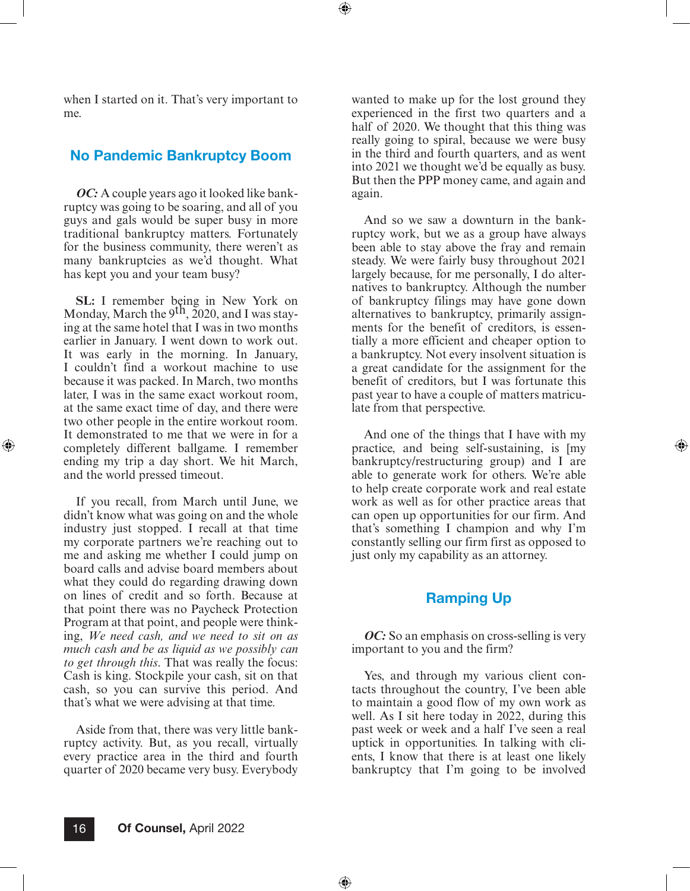when I started on it. That's very important to me.

## No Pandemic Bankruptcy Boom

***OC:*** A couple years ago it looked like bankruptcy was going to be soaring, and all of you guys and gals would be super busy in more traditional bankruptcy matters. Fortunately for the business community, there weren't as many bankruptcies as we'd thought. What has kept you and your team busy?

**SL:** I remember being in New York on Monday, March the 9th, 2020, and I was staying at the same hotel that I was in two months earlier in January. I went down to work out. It was early in the morning. In January, I couldn't find a workout machine to use because it was packed. In March, two months later, I was in the same exact workout room, at the same exact time of day, and there were two other people in the entire workout room. It demonstrated to me that we were in for a completely different ballgame. I remember ending my trip a day short. We hit March, and the world pressed timeout.

If you recall, from March until June, we didn't know what was going on and the whole industry just stopped. I recall at that time my corporate partners we're reaching out to me and asking me whether I could jump on board calls and advise board members about what they could do regarding drawing down on lines of credit and so forth. Because at that point there was no Paycheck Protection Program at that point, and people were thinking, *We need cash, and we need to sit on as much cash and be as liquid as we possibly can to get through this*. That was really the focus: Cash is king. Stockpile your cash, sit on that cash, so you can survive this period. And that's what we were advising at that time.

Aside from that, there was very little bankruptcy activity. But, as you recall, virtually every practice area in the third and fourth quarter of 2020 became very busy. Everybody wanted to make up for the lost ground they experienced in the first two quarters and a half of 2020. We thought that this thing was really going to spiral, because we were busy in the third and fourth quarters, and as went into 2021 we thought we'd be equally as busy. But then the PPP money came, and again and again.

And so we saw a downturn in the bankruptcy work, but we as a group have always been able to stay above the fray and remain steady. We were fairly busy throughout 2021 largely because, for me personally, I do alternatives to bankruptcy. Although the number of bankruptcy filings may have gone down alternatives to bankruptcy, primarily assignments for the benefit of creditors, is essentially a more efficient and cheaper option to a bankruptcy. Not every insolvent situation is a great candidate for the assignment for the benefit of creditors, but I was fortunate this past year to have a couple of matters matriculate from that perspective.

And one of the things that I have with my practice, and being self-sustaining, is [my bankruptcy/restructuring group) and I are able to generate work for others. We're able to help create corporate work and real estate work as well as for other practice areas that can open up opportunities for our firm. And that's something I champion and why I'm constantly selling our firm first as opposed to just only my capability as an attorney.

## Ramping Up

***OC:*** So an emphasis on cross-selling is very important to you and the firm?

Yes, and through my various client contacts throughout the country, I've been able to maintain a good flow of my own work as well. As I sit here today in 2022, during this past week or week and a half I've seen a real uptick in opportunities. In talking with clients, I know that there is at least one likely bankruptcy that I'm going to be involved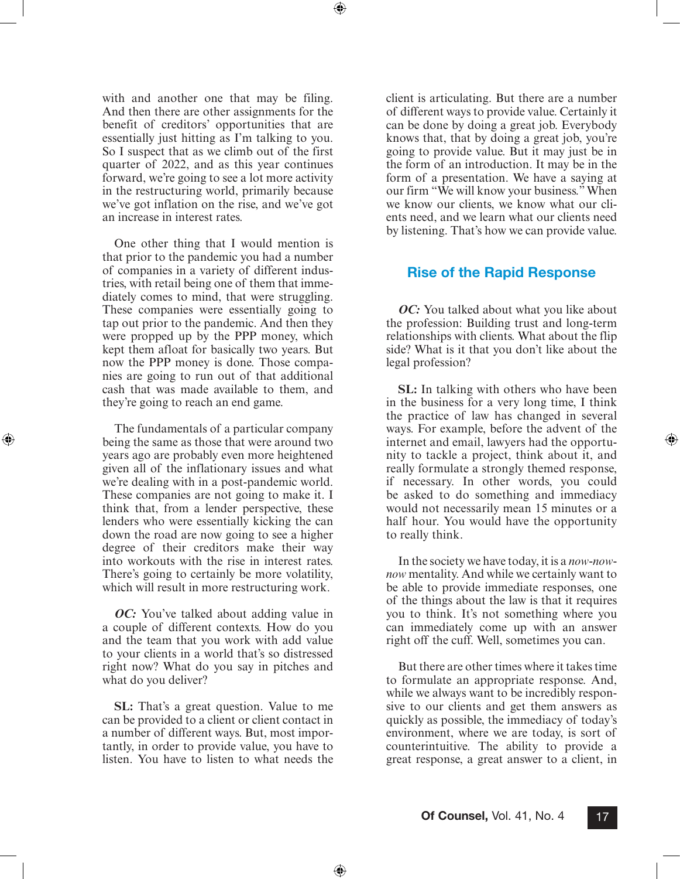with and another one that may be filing. And then there are other assignments for the benefit of creditors' opportunities that are essentially just hitting as I'm talking to you. So I suspect that as we climb out of the first quarter of 2022, and as this year continues forward, we're going to see a lot more activity in the restructuring world, primarily because we've got inflation on the rise, and we've got an increase in interest rates.

One other thing that I would mention is that prior to the pandemic you had a number of companies in a variety of different industries, with retail being one of them that immediately comes to mind, that were struggling. These companies were essentially going to tap out prior to the pandemic. And then they were propped up by the PPP money, which kept them afloat for basically two years. But now the PPP money is done. Those companies are going to run out of that additional cash that was made available to them, and they're going to reach an end game.

The fundamentals of a particular company being the same as those that were around two years ago are probably even more heightened given all of the inflationary issues and what we're dealing with in a post-pandemic world. These companies are not going to make it. I think that, from a lender perspective, these lenders who were essentially kicking the can down the road are now going to see a higher degree of their creditors make their way into workouts with the rise in interest rates. There's going to certainly be more volatility, which will result in more restructuring work.

***OC:*** You've talked about adding value in a couple of different contexts. How do you and the team that you work with add value to your clients in a world that's so distressed right now? What do you say in pitches and what do you deliver?

**SL:** That's a great question. Value to me can be provided to a client or client contact in a number of different ways. But, most importantly, in order to provide value, you have to listen. You have to listen to what needs the client is articulating. But there are a number of different ways to provide value. Certainly it can be done by doing a great job. Everybody knows that, that by doing a great job, you're going to provide value. But it may just be in the form of an introduction. It may be in the form of a presentation. We have a saying at our firm "We will know your business." When we know our clients, we know what our clients need, and we learn what our clients need by listening. That's how we can provide value.

## Rise of the Rapid Response

***OC:*** You talked about what you like about the profession: Building trust and long-term relationships with clients. What about the flip side? What is it that you don't like about the legal profession?

**SL:** In talking with others who have been in the business for a very long time, I think the practice of law has changed in several ways. For example, before the advent of the internet and email, lawyers had the opportunity to tackle a project, think about it, and really formulate a strongly themed response, if necessary. In other words, you could be asked to do something and immediacy would not necessarily mean 15 minutes or a half hour. You would have the opportunity to really think.

In the society we have today, it is a *now-now-now* mentality. And while we certainly want to be able to provide immediate responses, one of the things about the law is that it requires you to think. It's not something where you can immediately come up with an answer right off the cuff. Well, sometimes you can.

But there are other times where it takes time to formulate an appropriate response. And, while we always want to be incredibly responsive to our clients and get them answers as quickly as possible, the immediacy of today's environment, where we are today, is sort of counterintuitive. The ability to provide a great response, a great answer to a client, in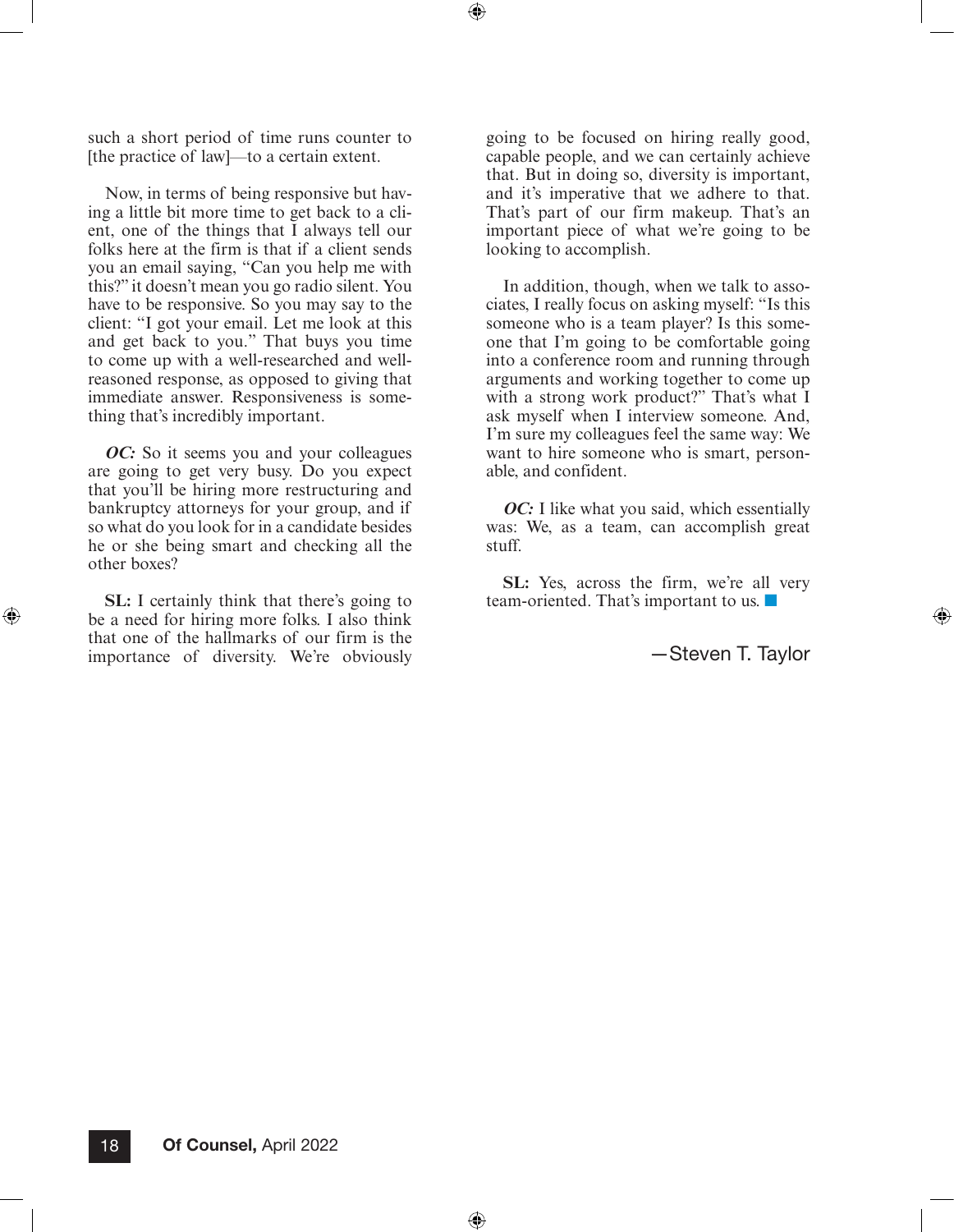such a short period of time runs counter to [the practice of law]—to a certain extent.

Now, in terms of being responsive but having a little bit more time to get back to a client, one of the things that I always tell our folks here at the firm is that if a client sends you an email saying, "Can you help me with this?" it doesn't mean you go radio silent. You have to be responsive. So you may say to the client: "I got your email. Let me look at this and get back to you." That buys you time to come up with a well-researched and well-reasoned response, as opposed to giving that immediate answer. Responsiveness is something that's incredibly important.

***OC:*** So it seems you and your colleagues are going to get very busy. Do you expect that you'll be hiring more restructuring and bankruptcy attorneys for your group, and if so what do you look for in a candidate besides he or she being smart and checking all the other boxes?

**SL:** I certainly think that there's going to be a need for hiring more folks. I also think that one of the hallmarks of our firm is the importance of diversity. We're obviously going to be focused on hiring really good, capable people, and we can certainly achieve that. But in doing so, diversity is important, and it's imperative that we adhere to that. That's part of our firm makeup. That's an important piece of what we're going to be looking to accomplish.

In addition, though, when we talk to associates, I really focus on asking myself: "Is this someone who is a team player? Is this someone that I'm going to be comfortable going into a conference room and running through arguments and working together to come up with a strong work product?" That's what I ask myself when I interview someone. And, I'm sure my colleagues feel the same way: We want to hire someone who is smart, personable, and confident.

***OC:*** I like what you said, which essentially was: We, as a team, can accomplish great stuff.

**SL:** Yes, across the firm, we're all very team-oriented. That's important to us. ■

—Steven T. Taylor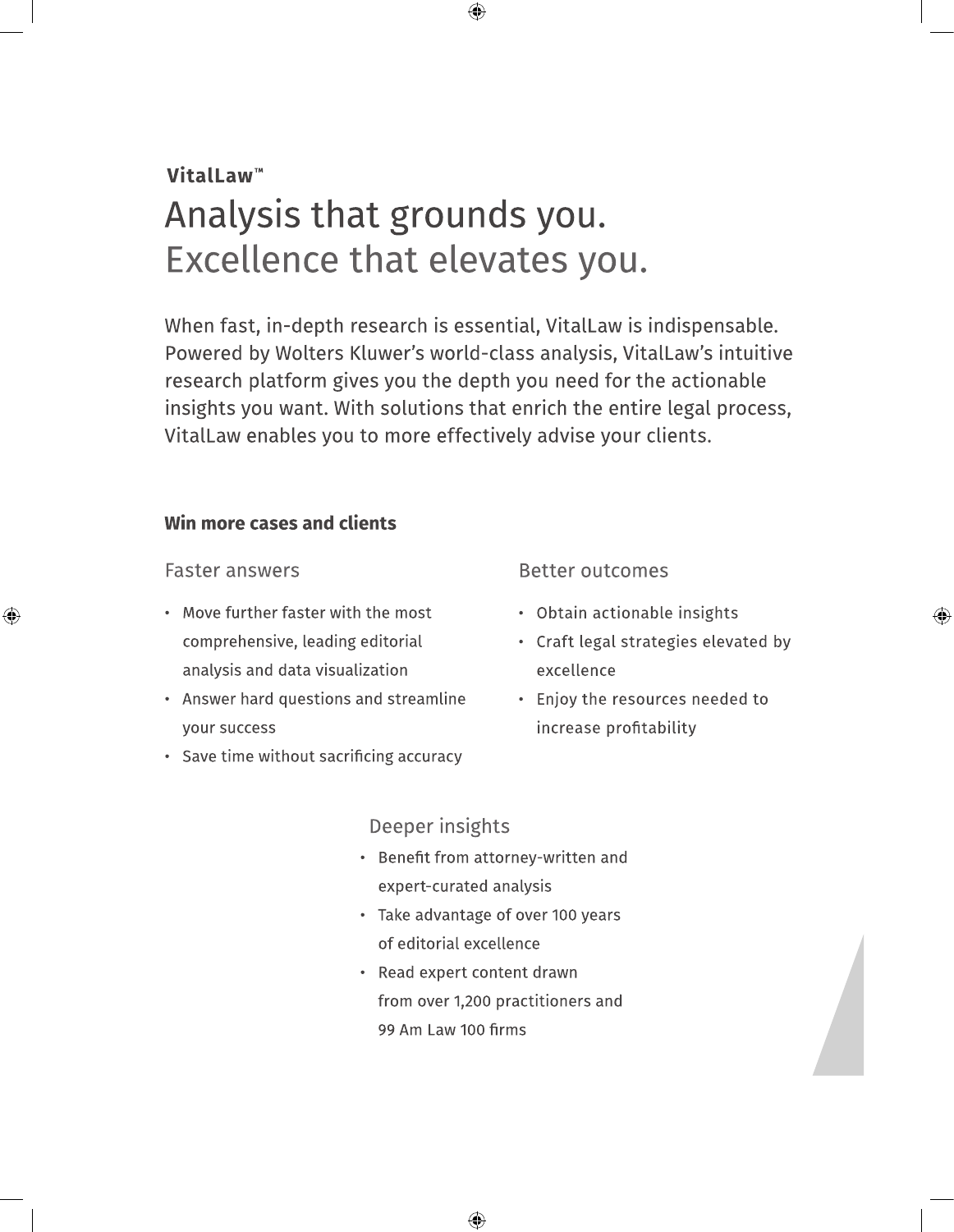**VitalLaw™**

# Analysis that grounds you. Excellence that elevates you.

When fast, in-depth research is essential, VitalLaw is indispensable. Powered by Wolters Kluwer's world-class analysis, VitalLaw's intuitive research platform gives you the depth you need for the actionable insights you want. With solutions that enrich the entire legal process, VitalLaw enables you to more effectively advise your clients.

## Win more cases and clients

### Faster answers

- Move further faster with the most comprehensive, leading editorial analysis and data visualization
- Answer hard questions and streamline your success
- Save time without sacrificing accuracy

### Better outcomes

- Obtain actionable insights
- Craft legal strategies elevated by excellence
- Enjoy the resources needed to increase profitability

### Deeper insights

- Benefit from attorney-written and expert-curated analysis
- Take advantage of over 100 years of editorial excellence
- Read expert content drawn from over 1,200 practitioners and 99 Am Law 100 firms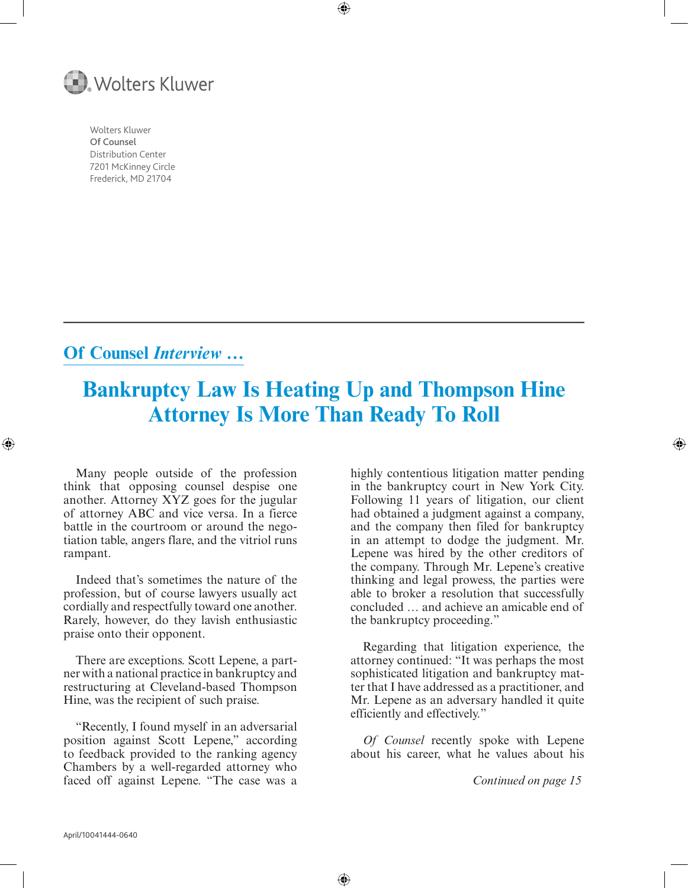Wolters Kluwer

Wolters Kluwer
**Of Counsel**
Distribution Center
7201 McKinney Circle
Frederick, MD 21704

## Of Counsel *Interview …*

# Bankruptcy Law Is Heating Up and Thompson Hine Attorney Is More Than Ready To Roll

Many people outside of the profession think that opposing counsel despise one another. Attorney XYZ goes for the jugular of attorney ABC and vice versa. In a fierce battle in the courtroom or around the negotiation table, angers flare, and the vitriol runs rampant.

Indeed that's sometimes the nature of the profession, but of course lawyers usually act cordially and respectfully toward one another. Rarely, however, do they lavish enthusiastic praise onto their opponent.

There are exceptions. Scott Lepene, a partner with a national practice in bankruptcy and restructuring at Cleveland-based Thompson Hine, was the recipient of such praise.

"Recently, I found myself in an adversarial position against Scott Lepene," according to feedback provided to the ranking agency Chambers by a well-regarded attorney who faced off against Lepene. "The case was a highly contentious litigation matter pending in the bankruptcy court in New York City. Following 11 years of litigation, our client had obtained a judgment against a company, and the company then filed for bankruptcy in an attempt to dodge the judgment. Mr. Lepene was hired by the other creditors of the company. Through Mr. Lepene's creative thinking and legal prowess, the parties were able to broker a resolution that successfully concluded … and achieve an amicable end of the bankruptcy proceeding."

Regarding that litigation experience, the attorney continued: "It was perhaps the most sophisticated litigation and bankruptcy matter that I have addressed as a practitioner, and Mr. Lepene as an adversary handled it quite efficiently and effectively."

*Of Counsel* recently spoke with Lepene about his career, what he values about his

*Continued on page 15*

April/10041444-0640